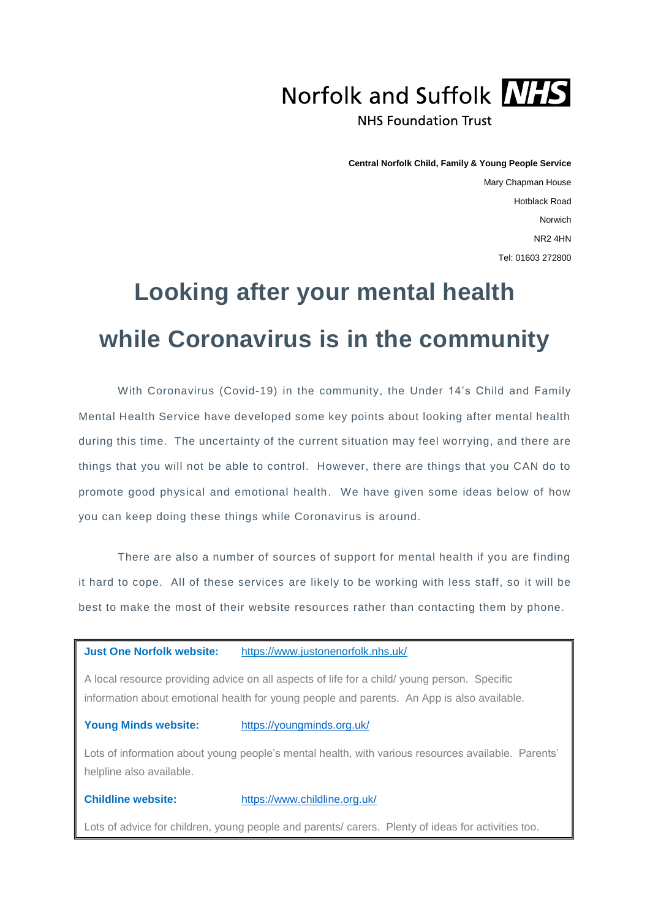Norfolk and Suffolk **NHS**

NHS Foundation Trust

**Central Norfolk Child, Family & Young People Service**
Mary Chapman House
Hotblack Road
Norwich
NR2 4HN
Tel: 01603 272800

# Looking after your mental health while Coronavirus is in the community

With Coronavirus (Covid-19) in the community, the Under 14's Child and Family Mental Health Service have developed some key points about looking after mental health during this time. The uncertainty of the current situation may feel worrying, and there are things that you will not be able to control. However, there are things that you CAN do to promote good physical and emotional health. We have given some ideas below of how you can keep doing these things while Coronavirus is around.

There are also a number of sources of support for mental health if you are finding it hard to cope. All of these services are likely to be working with less staff, so it will be best to make the most of their website resources rather than contacting them by phone.

**Just One Norfolk website:** https://www.justonenorfolk.nhs.uk/

A local resource providing advice on all aspects of life for a child/ young person. Specific information about emotional health for young people and parents. An App is also available.

**Young Minds website:** https://youngminds.org.uk/

Lots of information about young people's mental health, with various resources available. Parents' helpline also available.

**Childline website:** https://www.childline.org.uk/

Lots of advice for children, young people and parents/ carers. Plenty of ideas for activities too.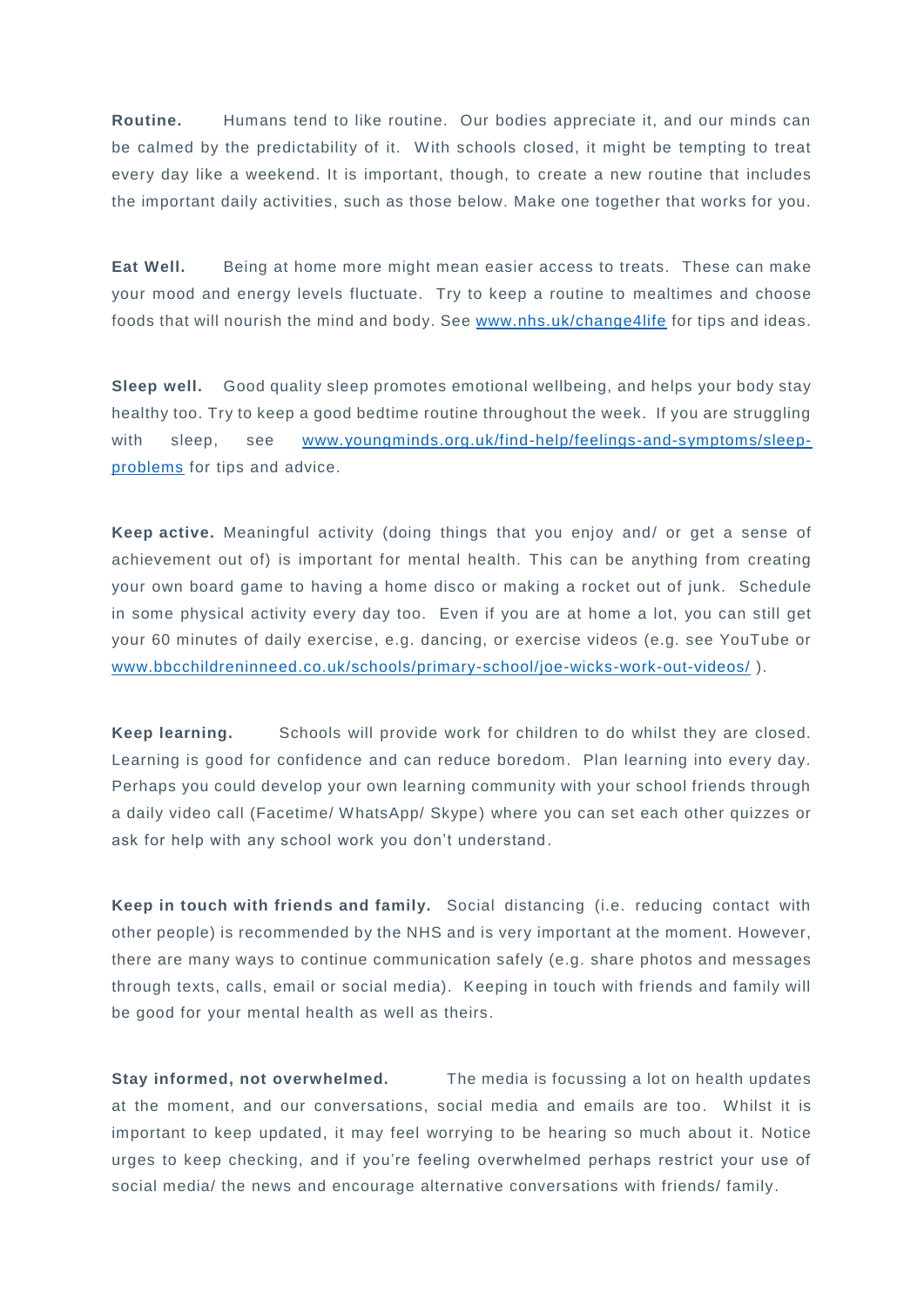**Routine.** Humans tend to like routine. Our bodies appreciate it, and our minds can be calmed by the predictability of it. With schools closed, it might be tempting to treat every day like a weekend. It is important, though, to create a new routine that includes the important daily activities, such as those below. Make one together that works for you.

**Eat Well.** Being at home more might mean easier access to treats. These can make your mood and energy levels fluctuate. Try to keep a routine to mealtimes and choose foods that will nourish the mind and body. See [www.nhs.uk/change4life](www.nhs.uk/change4life) for tips and ideas.

**Sleep well.** Good quality sleep promotes emotional wellbeing, and helps your body stay healthy too. Try to keep a good bedtime routine throughout the week. If you are struggling with sleep, see [www.youngminds.org.uk/find-help/feelings-and-symptoms/sleep-problems](www.youngminds.org.uk/find-help/feelings-and-symptoms/sleep-problems) for tips and advice.

**Keep active.** Meaningful activity (doing things that you enjoy and/ or get a sense of achievement out of) is important for mental health. This can be anything from creating your own board game to having a home disco or making a rocket out of junk. Schedule in some physical activity every day too. Even if you are at home a lot, you can still get your 60 minutes of daily exercise, e.g. dancing, or exercise videos (e.g. see YouTube or [www.bbcchildreninneed.co.uk/schools/primary-school/joe-wicks-work-out-videos/](www.bbcchildreninneed.co.uk/schools/primary-school/joe-wicks-work-out-videos/) ).

**Keep learning.** Schools will provide work for children to do whilst they are closed. Learning is good for confidence and can reduce boredom. Plan learning into every day. Perhaps you could develop your own learning community with your school friends through a daily video call (Facetime/ WhatsApp/ Skype) where you can set each other quizzes or ask for help with any school work you don't understand.

**Keep in touch with friends and family.** Social distancing (i.e. reducing contact with other people) is recommended by the NHS and is very important at the moment. However, there are many ways to continue communication safely (e.g. share photos and messages through texts, calls, email or social media). Keeping in touch with friends and family will be good for your mental health as well as theirs.

**Stay informed, not overwhelmed.** The media is focussing a lot on health updates at the moment, and our conversations, social media and emails are too. Whilst it is important to keep updated, it may feel worrying to be hearing so much about it. Notice urges to keep checking, and if you're feeling overwhelmed perhaps restrict your use of social media/ the news and encourage alternative conversations with friends/ family.